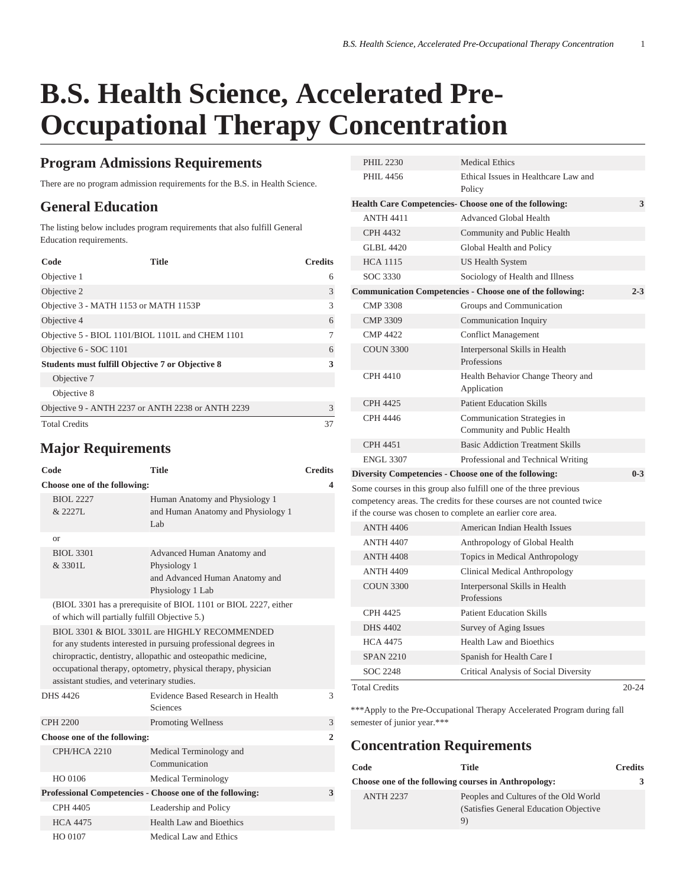# B.S. Health Science, Accelerated Pre-Occupational Therapy Concentration

## Program Admissions Requirements

There are no program admission requirements for the B.S. in Health Science.

## General Education

The listing below includes program requirements that also fulfill General Education requirements.

| Code | Title | Credits |
|---|---|---|
| Objective 1 | | 6 |
| Objective 2 | | 3 |
| Objective 3 - MATH 1153 or MATH 1153P | | 3 |
| Objective 4 | | 6 |
| Objective 5 - BIOL 1101/BIOL 1101L and CHEM 1101 | | 7 |
| Objective 6 - SOC 1101 | | 6 |
| **Students must fulfill Objective 7 or Objective 8** | | **3** |
| Objective 7 | | |
| Objective 8 | | |
| Objective 9 - ANTH 2237 or ANTH 2238 or ANTH 2239 | | 3 |
| Total Credits | | 37 |

## Major Requirements

| Code | Title | Credits |
|---|---|---|
| **Choose one of the following:** | | **4** |
| BIOL 2227 & 2227L | Human Anatomy and Physiology 1 and Human Anatomy and Physiology 1 Lab | |
| or | | |
| BIOL 3301 & 3301L | Advanced Human Anatomy and Physiology 1 and Advanced Human Anatomy and Physiology 1 Lab | |
| (BIOL 3301 has a prerequisite of BIOL 1101 or BIOL 2227, either of which will partially fulfill Objective 5.) | | |
| BIOL 3301 & BIOL 3301L are HIGHLY RECOMMENDED for any students interested in pursuing professional degrees in chiropractic, dentistry, allopathic and osteopathic medicine, occupational therapy, optometry, physical therapy, physician assistant studies, and veterinary studies. | | |
| DHS 4426 | Evidence Based Research in Health Sciences | 3 |
| CPH 2200 | Promoting Wellness | 3 |
| **Choose one of the following:** | | **2** |
| CPH/HCA 2210 | Medical Terminology and Communication | |
| HO 0106 | Medical Terminology | |
| **Professional Competencies - Choose one of the following:** | | **3** |
| CPH 4405 | Leadership and Policy | |
| HCA 4475 | Health Law and Bioethics | |
| HO 0107 | Medical Law and Ethics | |
| PHIL 2230 | Medical Ethics | |
| PHIL 4456 | Ethical Issues in Healthcare Law and Policy | |
| **Health Care Competencies- Choose one of the following:** | | **3** |
| ANTH 4411 | Advanced Global Health | |
| CPH 4432 | Community and Public Health | |
| GLBL 4420 | Global Health and Policy | |
| HCA 1115 | US Health System | |
| SOC 3330 | Sociology of Health and Illness | |
| **Communication Competencies - Choose one of the following:** | | **2-3** |
| CMP 3308 | Groups and Communication | |
| CMP 3309 | Communication Inquiry | |
| CMP 4422 | Conflict Management | |
| COUN 3300 | Interpersonal Skills in Health Professions | |
| CPH 4410 | Health Behavior Change Theory and Application | |
| CPH 4425 | Patient Education Skills | |
| CPH 4446 | Communication Strategies in Community and Public Health | |
| CPH 4451 | Basic Addiction Treatment Skills | |
| ENGL 3307 | Professional and Technical Writing | |
| **Diversity Competencies - Choose one of the following:** | | **0-3** |
| Some courses in this group also fulfill one of the three previous competency areas. The credits for these courses are not counted twice if the course was chosen to complete an earlier core area. | | |
| ANTH 4406 | American Indian Health Issues | |
| ANTH 4407 | Anthropology of Global Health | |
| ANTH 4408 | Topics in Medical Anthropology | |
| ANTH 4409 | Clinical Medical Anthropology | |
| COUN 3300 | Interpersonal Skills in Health Professions | |
| CPH 4425 | Patient Education Skills | |
| DHS 4402 | Survey of Aging Issues | |
| HCA 4475 | Health Law and Bioethics | |
| SPAN 2210 | Spanish for Health Care I | |
| SOC 2248 | Critical Analysis of Social Diversity | |
| Total Credits | | 20-24 |

***Apply to the Pre-Occupational Therapy Accelerated Program during fall semester of junior year.***

## Concentration Requirements

| Code | Title | Credits |
|---|---|---|
| **Choose one of the following courses in Anthropology:** | | **3** |
| ANTH 2237 | Peoples and Cultures of the Old World (Satisfies General Education Objective 9) | |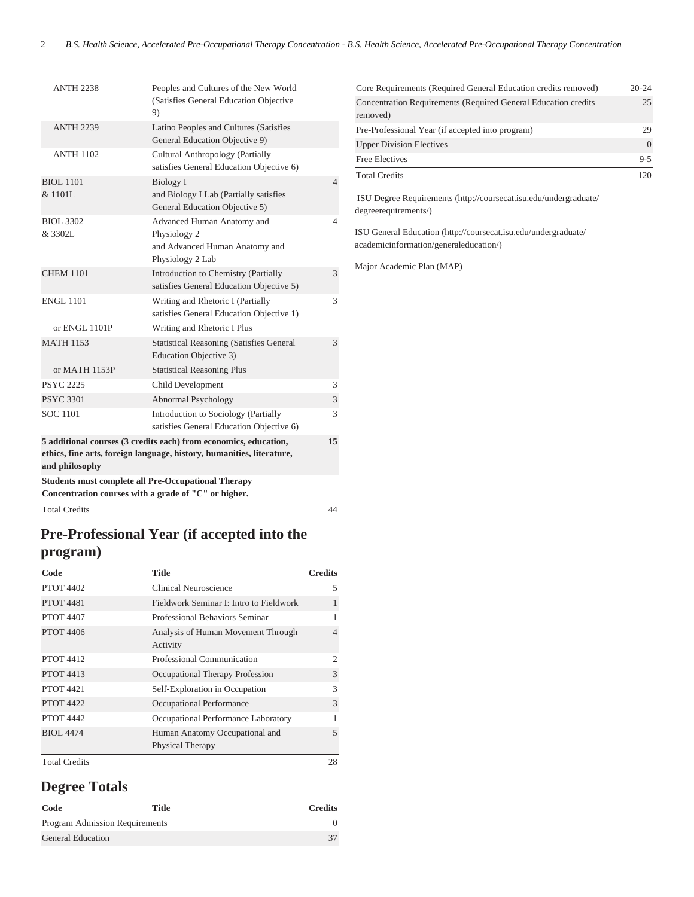| | | |
|---|---|---|
| ANTH 2238 | Peoples and Cultures of the New World (Satisfies General Education Objective 9) | |
| ANTH 2239 | Latino Peoples and Cultures (Satisfies General Education Objective 9) | |
| ANTH 1102 | Cultural Anthropology (Partially satisfies General Education Objective 6) | |
| BIOL 1101 & 1101L | Biology I and Biology I Lab (Partially satisfies General Education Objective 5) | 4 |
| BIOL 3302 & 3302L | Advanced Human Anatomy and Physiology 2 and Advanced Human Anatomy and Physiology 2 Lab | 4 |
| CHEM 1101 | Introduction to Chemistry (Partially satisfies General Education Objective 5) | 3 |
| ENGL 1101 | Writing and Rhetoric I (Partially satisfies General Education Objective 1) | 3 |
| or ENGL 1101P | Writing and Rhetoric I Plus | |
| MATH 1153 | Statistical Reasoning (Satisfies General Education Objective 3) | 3 |
| or MATH 1153P | Statistical Reasoning Plus | |
| PSYC 2225 | Child Development | 3 |
| PSYC 3301 | Abnormal Psychology | 3 |
| SOC 1101 | Introduction to Sociology (Partially satisfies General Education Objective 6) | 3 |
| **5 additional courses (3 credits each) from economics, education, ethics, fine arts, foreign language, history, humanities, literature, and philosophy** | | **15** |
| **Students must complete all Pre-Occupational Therapy Concentration courses with a grade of "C" or higher.** | | |
| Total Credits | | 44 |

## Pre-Professional Year (if accepted into the program)

| Code | Title | Credits |
|---|---|---|
| PTOT 4402 | Clinical Neuroscience | 5 |
| PTOT 4481 | Fieldwork Seminar I: Intro to Fieldwork | 1 |
| PTOT 4407 | Professional Behaviors Seminar | 1 |
| PTOT 4406 | Analysis of Human Movement Through Activity | 4 |
| PTOT 4412 | Professional Communication | 2 |
| PTOT 4413 | Occupational Therapy Profession | 3 |
| PTOT 4421 | Self-Exploration in Occupation | 3 |
| PTOT 4422 | Occupational Performance | 3 |
| PTOT 4442 | Occupational Performance Laboratory | 1 |
| BIOL 4474 | Human Anatomy Occupational and Physical Therapy | 5 |
| Total Credits | | 28 |

## Degree Totals

| Code | Title | Credits |
|---|---|---|
| Program Admission Requirements | | 0 |
| General Education | | 37 |
| Core Requirements (Required General Education credits removed) | | 20-24 |
| Concentration Requirements (Required General Education credits removed) | | 25 |
| Pre-Professional Year (if accepted into program) | | 29 |
| Upper Division Electives | | 0 |
| Free Electives | | 9-5 |
| Total Credits | | 120 |

ISU Degree Requirements (http://coursecat.isu.edu/undergraduate/degreerequirements/)

ISU General Education (http://coursecat.isu.edu/undergraduate/academicinformation/generaleducation/)

Major Academic Plan (MAP)